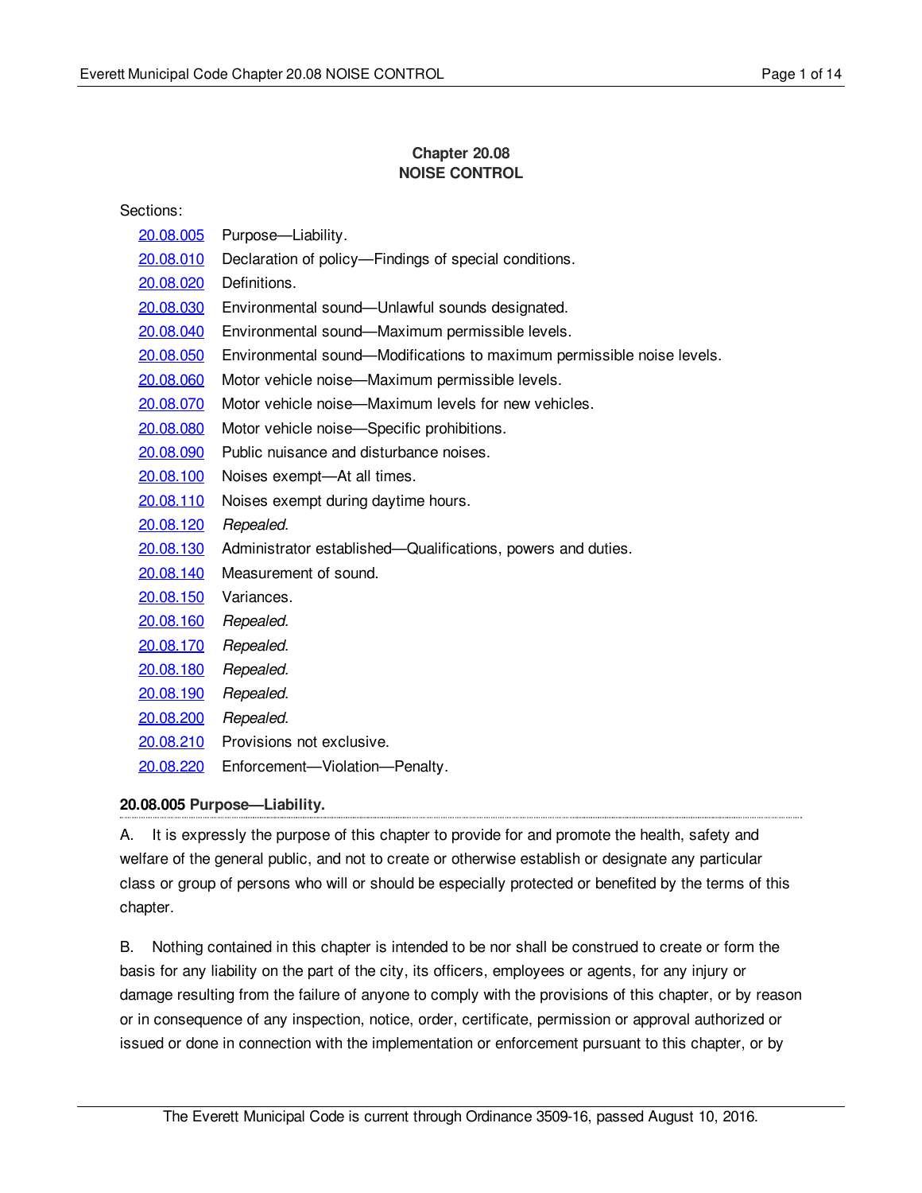# Chapter 20.08
# NOISE CONTROL

Sections:

| | |
|---|---|
| 20.08.005 | Purpose—Liability. |
| 20.08.010 | Declaration of policy—Findings of special conditions. |
| 20.08.020 | Definitions. |
| 20.08.030 | Environmental sound—Unlawful sounds designated. |
| 20.08.040 | Environmental sound—Maximum permissible levels. |
| 20.08.050 | Environmental sound—Modifications to maximum permissible noise levels. |
| 20.08.060 | Motor vehicle noise—Maximum permissible levels. |
| 20.08.070 | Motor vehicle noise—Maximum levels for new vehicles. |
| 20.08.080 | Motor vehicle noise—Specific prohibitions. |
| 20.08.090 | Public nuisance and disturbance noises. |
| 20.08.100 | Noises exempt—At all times. |
| 20.08.110 | Noises exempt during daytime hours. |
| 20.08.120 | *Repealed.* |
| 20.08.130 | Administrator established—Qualifications, powers and duties. |
| 20.08.140 | Measurement of sound. |
| 20.08.150 | Variances. |
| 20.08.160 | *Repealed.* |
| 20.08.170 | *Repealed.* |
| 20.08.180 | *Repealed.* |
| 20.08.190 | *Repealed.* |
| 20.08.200 | *Repealed.* |
| 20.08.210 | Provisions not exclusive. |
| 20.08.220 | Enforcement—Violation—Penalty. |

**20.08.005 Purpose—Liability.**

A. It is expressly the purpose of this chapter to provide for and promote the health, safety and welfare of the general public, and not to create or otherwise establish or designate any particular class or group of persons who will or should be especially protected or benefited by the terms of this chapter.

B. Nothing contained in this chapter is intended to be nor shall be construed to create or form the basis for any liability on the part of the city, its officers, employees or agents, for any injury or damage resulting from the failure of anyone to comply with the provisions of this chapter, or by reason or in consequence of any inspection, notice, order, certificate, permission or approval authorized or issued or done in connection with the implementation or enforcement pursuant to this chapter, or by

The Everett Municipal Code is current through Ordinance 3509-16, passed August 10, 2016.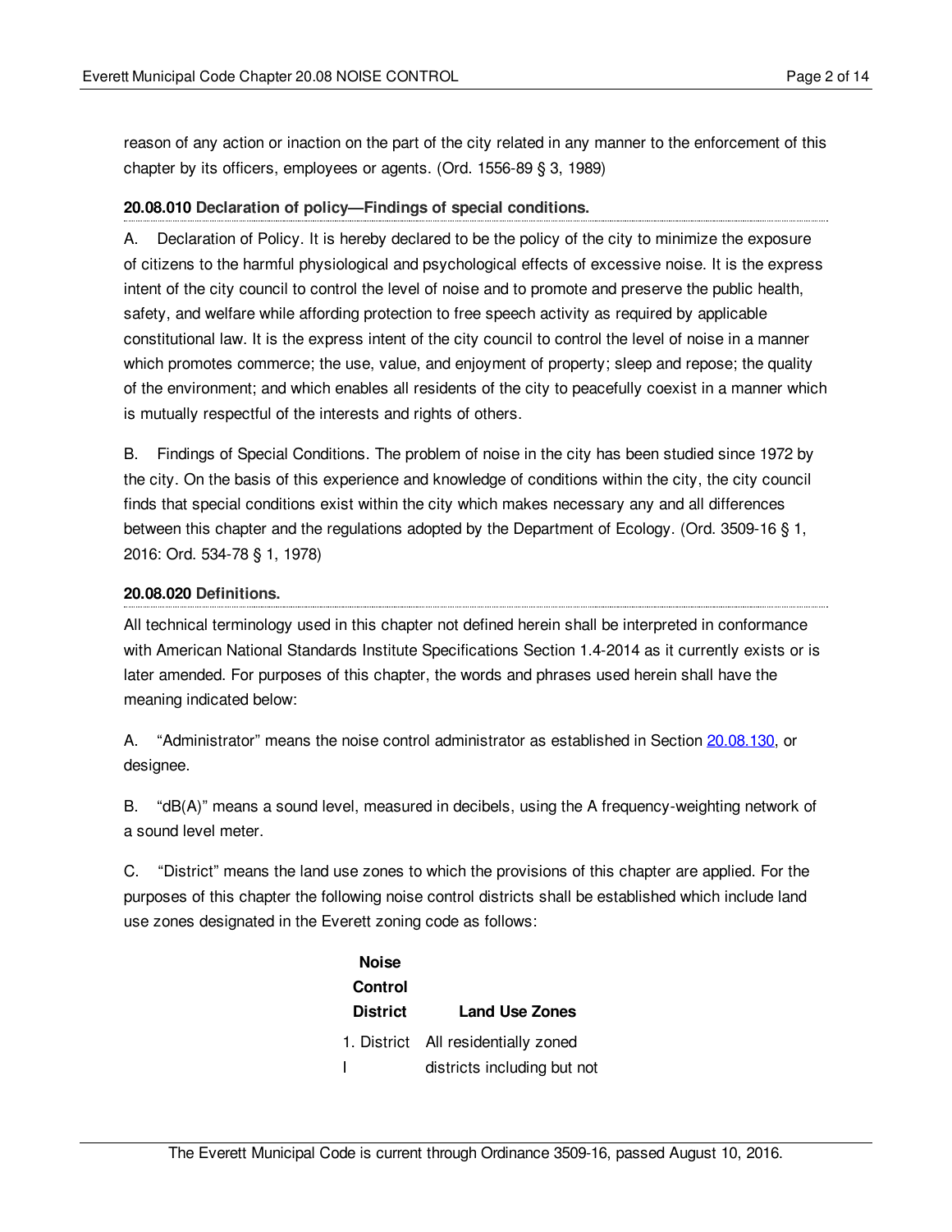reason of any action or inaction on the part of the city related in any manner to the enforcement of this chapter by its officers, employees or agents. (Ord. 1556-89 § 3, 1989)

### 20.08.010 Declaration of policy—Findings of special conditions.

A. Declaration of Policy. It is hereby declared to be the policy of the city to minimize the exposure of citizens to the harmful physiological and psychological effects of excessive noise. It is the express intent of the city council to control the level of noise and to promote and preserve the public health, safety, and welfare while affording protection to free speech activity as required by applicable constitutional law. It is the express intent of the city council to control the level of noise in a manner which promotes commerce; the use, value, and enjoyment of property; sleep and repose; the quality of the environment; and which enables all residents of the city to peacefully coexist in a manner which is mutually respectful of the interests and rights of others.

B. Findings of Special Conditions. The problem of noise in the city has been studied since 1972 by the city. On the basis of this experience and knowledge of conditions within the city, the city council finds that special conditions exist within the city which makes necessary any and all differences between this chapter and the regulations adopted by the Department of Ecology. (Ord. 3509-16 § 1, 2016: Ord. 534-78 § 1, 1978)

### 20.08.020 Definitions.

All technical terminology used in this chapter not defined herein shall be interpreted in conformance with American National Standards Institute Specifications Section 1.4-2014 as it currently exists or is later amended. For purposes of this chapter, the words and phrases used herein shall have the meaning indicated below:

A. "Administrator" means the noise control administrator as established in Section 20.08.130, or designee.

B. "dB(A)" means a sound level, measured in decibels, using the A frequency-weighting network of a sound level meter.

C. "District" means the land use zones to which the provisions of this chapter are applied. For the purposes of this chapter the following noise control districts shall be established which include land use zones designated in the Everett zoning code as follows:

| Noise Control District | Land Use Zones |
|---|---|
| 1. District I | All residentially zoned districts including but not |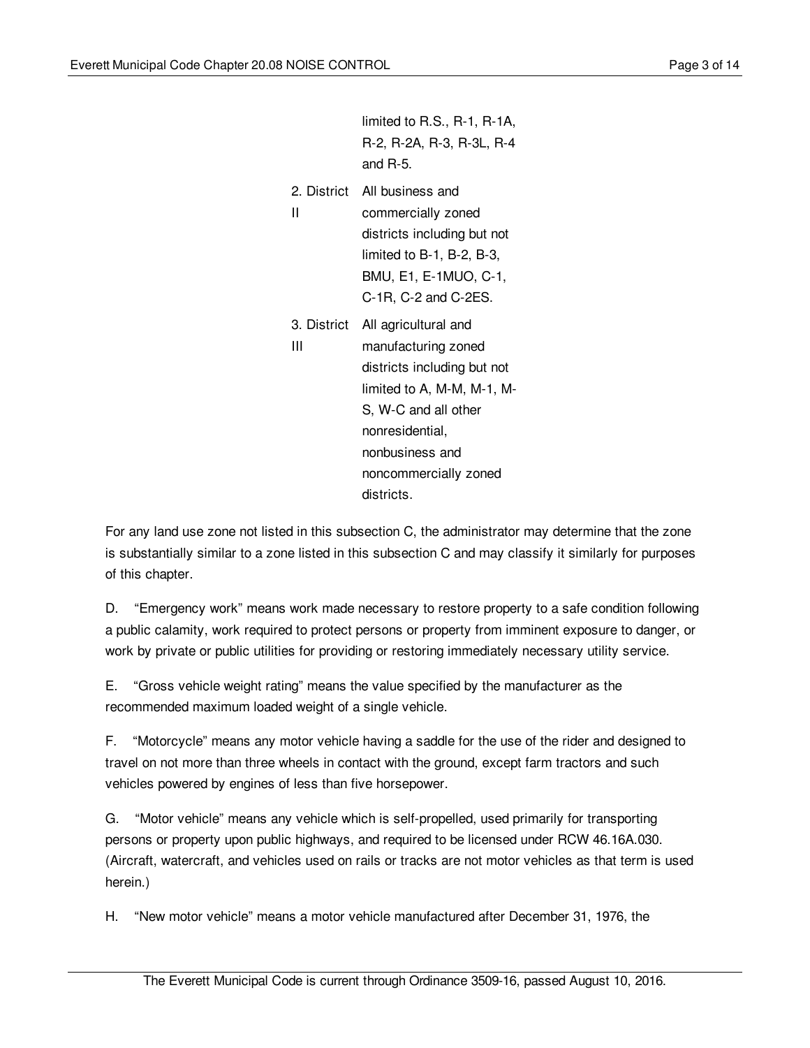| | |
|---|---|
| | limited to R.S., R-1, R-1A, R-2, R-2A, R-3, R-3L, R-4 and R-5. |
| 2. District II | All business and commercially zoned districts including but not limited to B-1, B-2, B-3, BMU, E1, E-1MUO, C-1, C-1R, C-2 and C-2ES. |
| 3. District III | All agricultural and manufacturing zoned districts including but not limited to A, M-M, M-1, M-S, W-C and all other nonresidential, nonbusiness and noncommercially zoned districts. |

For any land use zone not listed in this subsection C, the administrator may determine that the zone is substantially similar to a zone listed in this subsection C and may classify it similarly for purposes of this chapter.

D. "Emergency work" means work made necessary to restore property to a safe condition following a public calamity, work required to protect persons or property from imminent exposure to danger, or work by private or public utilities for providing or restoring immediately necessary utility service.

E. "Gross vehicle weight rating" means the value specified by the manufacturer as the recommended maximum loaded weight of a single vehicle.

F. "Motorcycle" means any motor vehicle having a saddle for the use of the rider and designed to travel on not more than three wheels in contact with the ground, except farm tractors and such vehicles powered by engines of less than five horsepower.

G. "Motor vehicle" means any vehicle which is self-propelled, used primarily for transporting persons or property upon public highways, and required to be licensed under RCW 46.16A.030. (Aircraft, watercraft, and vehicles used on rails or tracks are not motor vehicles as that term is used herein.)

H. "New motor vehicle" means a motor vehicle manufactured after December 31, 1976, the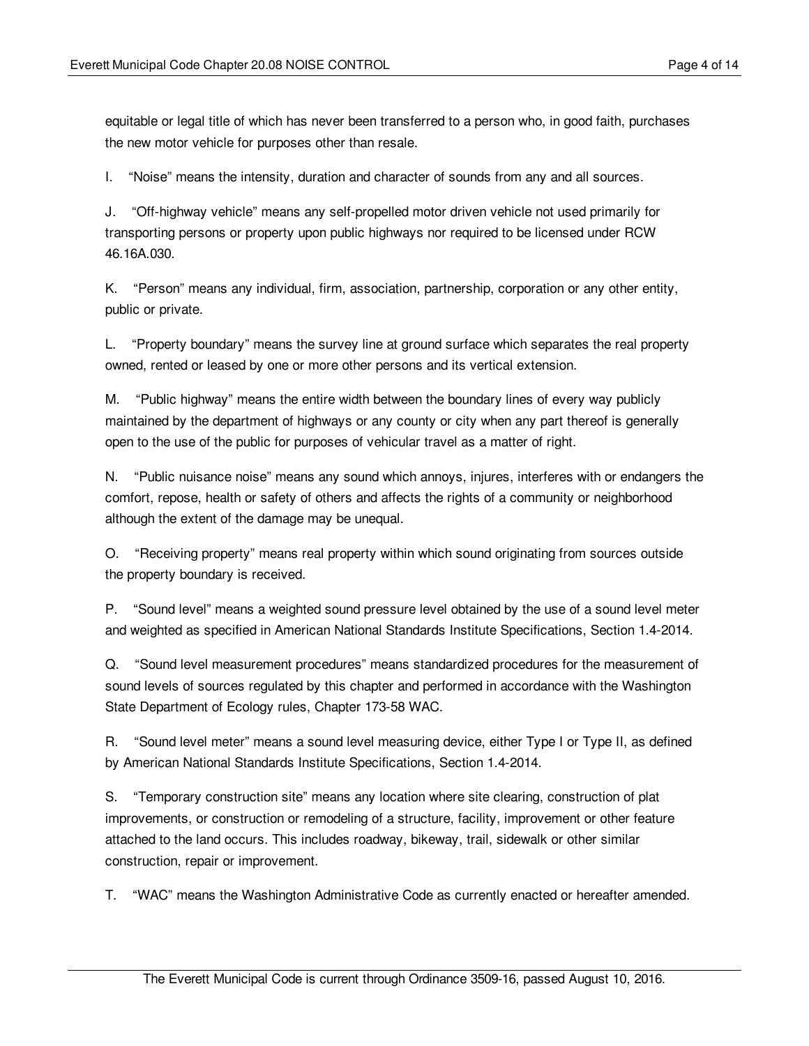equitable or legal title of which has never been transferred to a person who, in good faith, purchases the new motor vehicle for purposes other than resale.

I. "Noise" means the intensity, duration and character of sounds from any and all sources.

J. "Off-highway vehicle" means any self-propelled motor driven vehicle not used primarily for transporting persons or property upon public highways nor required to be licensed under RCW 46.16A.030.

K. "Person" means any individual, firm, association, partnership, corporation or any other entity, public or private.

L. "Property boundary" means the survey line at ground surface which separates the real property owned, rented or leased by one or more other persons and its vertical extension.

M. "Public highway" means the entire width between the boundary lines of every way publicly maintained by the department of highways or any county or city when any part thereof is generally open to the use of the public for purposes of vehicular travel as a matter of right.

N. "Public nuisance noise" means any sound which annoys, injures, interferes with or endangers the comfort, repose, health or safety of others and affects the rights of a community or neighborhood although the extent of the damage may be unequal.

O. "Receiving property" means real property within which sound originating from sources outside the property boundary is received.

P. "Sound level" means a weighted sound pressure level obtained by the use of a sound level meter and weighted as specified in American National Standards Institute Specifications, Section 1.4-2014.

Q. "Sound level measurement procedures" means standardized procedures for the measurement of sound levels of sources regulated by this chapter and performed in accordance with the Washington State Department of Ecology rules, Chapter 173-58 WAC.

R. "Sound level meter" means a sound level measuring device, either Type I or Type II, as defined by American National Standards Institute Specifications, Section 1.4-2014.

S. "Temporary construction site" means any location where site clearing, construction of plat improvements, or construction or remodeling of a structure, facility, improvement or other feature attached to the land occurs. This includes roadway, bikeway, trail, sidewalk or other similar construction, repair or improvement.

T. "WAC" means the Washington Administrative Code as currently enacted or hereafter amended.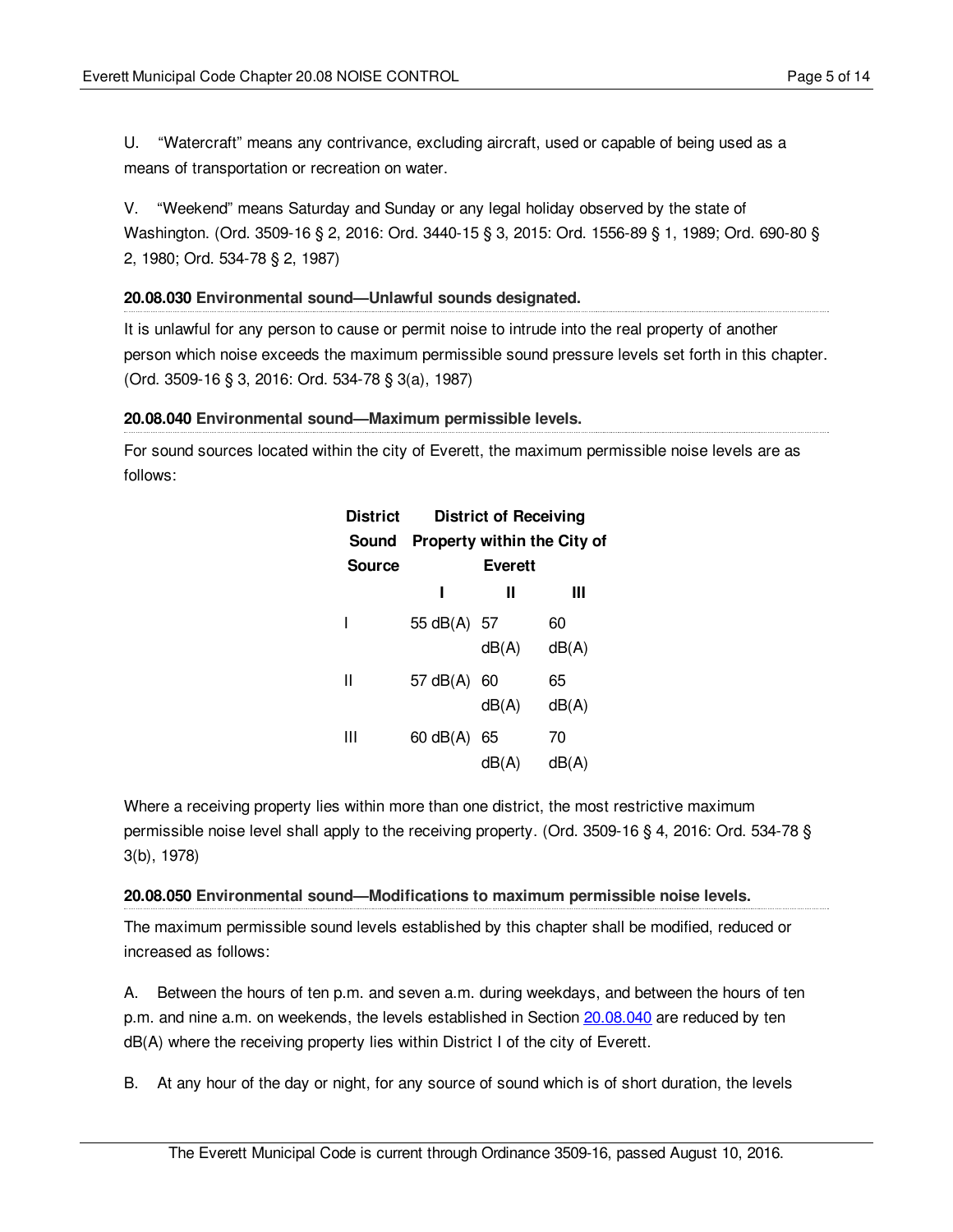U. "Watercraft" means any contrivance, excluding aircraft, used or capable of being used as a means of transportation or recreation on water.

V. "Weekend" means Saturday and Sunday or any legal holiday observed by the state of Washington. (Ord. 3509-16 § 2, 2016: Ord. 3440-15 § 3, 2015: Ord. 1556-89 § 1, 1989; Ord. 690-80 § 2, 1980; Ord. 534-78 § 2, 1987)

**20.08.030 Environmental sound—Unlawful sounds designated.**

It is unlawful for any person to cause or permit noise to intrude into the real property of another person which noise exceeds the maximum permissible sound pressure levels set forth in this chapter. (Ord. 3509-16 § 3, 2016: Ord. 534-78 § 3(a), 1987)

**20.08.040 Environmental sound—Maximum permissible levels.**

For sound sources located within the city of Everett, the maximum permissible noise levels are as follows:

| District Sound Source | District of Receiving Property within the City of Everett | | |
|---|---|---|---|
| | I | II | III |
| I | 55 dB(A) | 57 dB(A) | 60 dB(A) |
| II | 57 dB(A) | 60 dB(A) | 65 dB(A) |
| III | 60 dB(A) | 65 dB(A) | 70 dB(A) |

Where a receiving property lies within more than one district, the most restrictive maximum permissible noise level shall apply to the receiving property. (Ord. 3509-16 § 4, 2016: Ord. 534-78 § 3(b), 1978)

**20.08.050 Environmental sound—Modifications to maximum permissible noise levels.**

The maximum permissible sound levels established by this chapter shall be modified, reduced or increased as follows:

A. Between the hours of ten p.m. and seven a.m. during weekdays, and between the hours of ten p.m. and nine a.m. on weekends, the levels established in Section 20.08.040 are reduced by ten dB(A) where the receiving property lies within District I of the city of Everett.

B. At any hour of the day or night, for any source of sound which is of short duration, the levels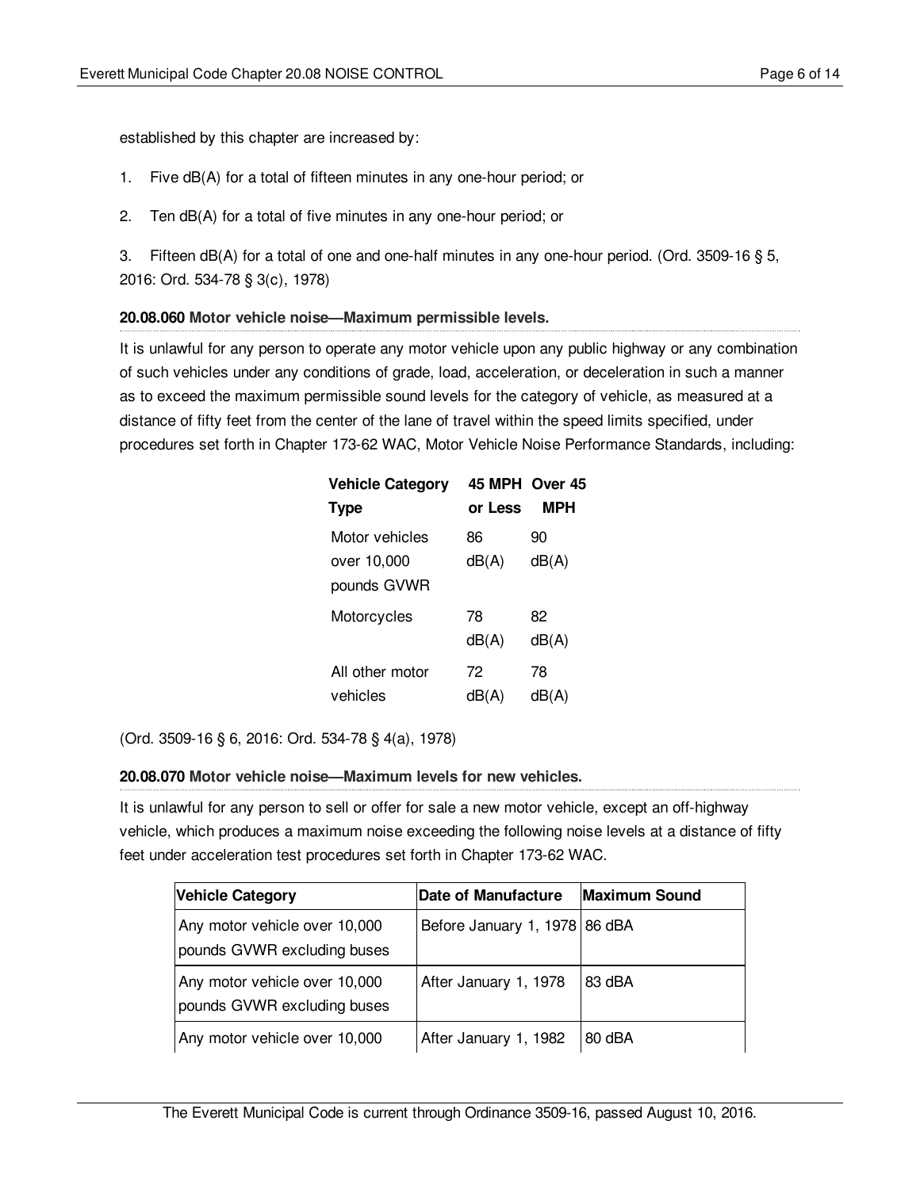established by this chapter are increased by:

1. Five dB(A) for a total of fifteen minutes in any one-hour period; or

2. Ten dB(A) for a total of five minutes in any one-hour period; or

3. Fifteen dB(A) for a total of one and one-half minutes in any one-hour period. (Ord. 3509-16 § 5, 2016: Ord. 534-78 § 3(c), 1978)

**20.08.060 Motor vehicle noise—Maximum permissible levels.**

It is unlawful for any person to operate any motor vehicle upon any public highway or any combination of such vehicles under any conditions of grade, load, acceleration, or deceleration in such a manner as to exceed the maximum permissible sound levels for the category of vehicle, as measured at a distance of fifty feet from the center of the lane of travel within the speed limits specified, under procedures set forth in Chapter 173-62 WAC, Motor Vehicle Noise Performance Standards, including:

| Vehicle Category Type | 45 MPH or Less | Over 45 MPH |
|---|---|---|
| Motor vehicles over 10,000 pounds GVWR | 86 dB(A) | 90 dB(A) |
| Motorcycles | 78 dB(A) | 82 dB(A) |
| All other motor vehicles | 72 dB(A) | 78 dB(A) |

(Ord. 3509-16 § 6, 2016: Ord. 534-78 § 4(a), 1978)

**20.08.070 Motor vehicle noise—Maximum levels for new vehicles.**

It is unlawful for any person to sell or offer for sale a new motor vehicle, except an off-highway vehicle, which produces a maximum noise exceeding the following noise levels at a distance of fifty feet under acceleration test procedures set forth in Chapter 173-62 WAC.

| Vehicle Category | Date of Manufacture | Maximum Sound |
|---|---|---|
| Any motor vehicle over 10,000 pounds GVWR excluding buses | Before January 1, 1978 | 86 dBA |
| Any motor vehicle over 10,000 pounds GVWR excluding buses | After January 1, 1978 | 83 dBA |
| Any motor vehicle over 10,000 | After January 1, 1982 | 80 dBA |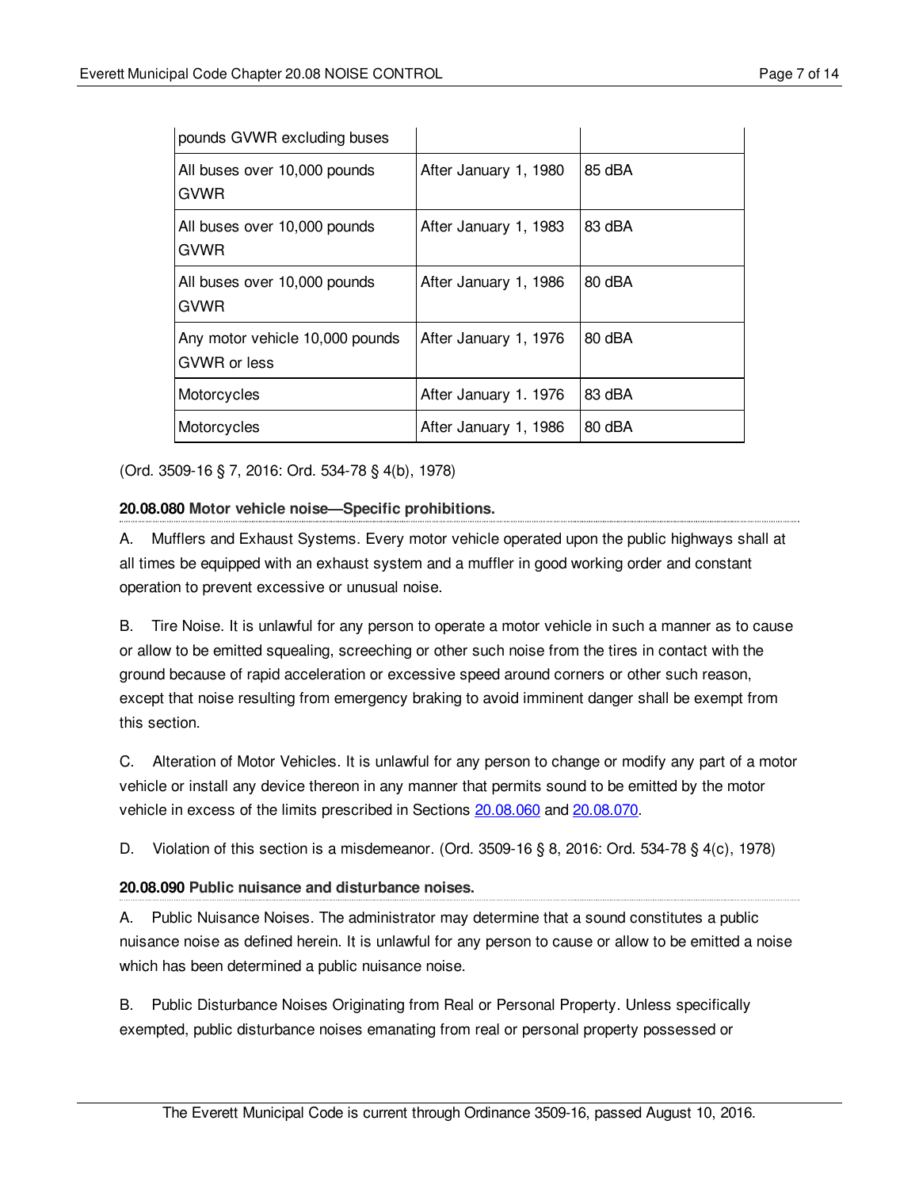| | | |
|---|---|---|
| pounds GVWR excluding buses | | |
| All buses over 10,000 pounds GVWR | After January 1, 1980 | 85 dBA |
| All buses over 10,000 pounds GVWR | After January 1, 1983 | 83 dBA |
| All buses over 10,000 pounds GVWR | After January 1, 1986 | 80 dBA |
| Any motor vehicle 10,000 pounds GVWR or less | After January 1, 1976 | 80 dBA |
| Motorcycles | After January 1. 1976 | 83 dBA |
| Motorcycles | After January 1, 1986 | 80 dBA |

(Ord. 3509-16 § 7, 2016: Ord. 534-78 § 4(b), 1978)

**20.08.080 Motor vehicle noise—Specific prohibitions.**

A. Mufflers and Exhaust Systems. Every motor vehicle operated upon the public highways shall at all times be equipped with an exhaust system and a muffler in good working order and constant operation to prevent excessive or unusual noise.

B. Tire Noise. It is unlawful for any person to operate a motor vehicle in such a manner as to cause or allow to be emitted squealing, screeching or other such noise from the tires in contact with the ground because of rapid acceleration or excessive speed around corners or other such reason, except that noise resulting from emergency braking to avoid imminent danger shall be exempt from this section.

C. Alteration of Motor Vehicles. It is unlawful for any person to change or modify any part of a motor vehicle or install any device thereon in any manner that permits sound to be emitted by the motor vehicle in excess of the limits prescribed in Sections 20.08.060 and 20.08.070.

D. Violation of this section is a misdemeanor. (Ord. 3509-16 § 8, 2016: Ord. 534-78 § 4(c), 1978)

**20.08.090 Public nuisance and disturbance noises.**

A. Public Nuisance Noises. The administrator may determine that a sound constitutes a public nuisance noise as defined herein. It is unlawful for any person to cause or allow to be emitted a noise which has been determined a public nuisance noise.

B. Public Disturbance Noises Originating from Real or Personal Property. Unless specifically exempted, public disturbance noises emanating from real or personal property possessed or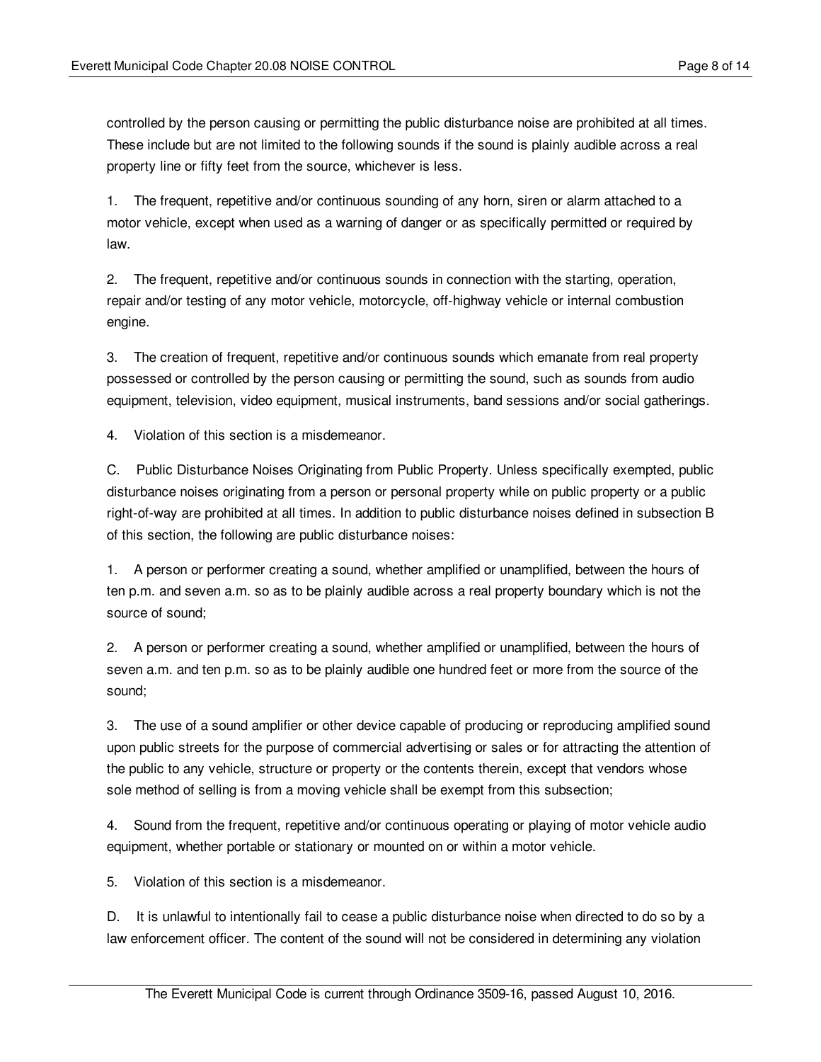controlled by the person causing or permitting the public disturbance noise are prohibited at all times. These include but are not limited to the following sounds if the sound is plainly audible across a real property line or fifty feet from the source, whichever is less.

1. The frequent, repetitive and/or continuous sounding of any horn, siren or alarm attached to a motor vehicle, except when used as a warning of danger or as specifically permitted or required by law.

2. The frequent, repetitive and/or continuous sounds in connection with the starting, operation, repair and/or testing of any motor vehicle, motorcycle, off-highway vehicle or internal combustion engine.

3. The creation of frequent, repetitive and/or continuous sounds which emanate from real property possessed or controlled by the person causing or permitting the sound, such as sounds from audio equipment, television, video equipment, musical instruments, band sessions and/or social gatherings.

4. Violation of this section is a misdemeanor.

C. Public Disturbance Noises Originating from Public Property. Unless specifically exempted, public disturbance noises originating from a person or personal property while on public property or a public right-of-way are prohibited at all times. In addition to public disturbance noises defined in subsection B of this section, the following are public disturbance noises:

1. A person or performer creating a sound, whether amplified or unamplified, between the hours of ten p.m. and seven a.m. so as to be plainly audible across a real property boundary which is not the source of sound;

2. A person or performer creating a sound, whether amplified or unamplified, between the hours of seven a.m. and ten p.m. so as to be plainly audible one hundred feet or more from the source of the sound;

3. The use of a sound amplifier or other device capable of producing or reproducing amplified sound upon public streets for the purpose of commercial advertising or sales or for attracting the attention of the public to any vehicle, structure or property or the contents therein, except that vendors whose sole method of selling is from a moving vehicle shall be exempt from this subsection;

4. Sound from the frequent, repetitive and/or continuous operating or playing of motor vehicle audio equipment, whether portable or stationary or mounted on or within a motor vehicle.

5. Violation of this section is a misdemeanor.

D. It is unlawful to intentionally fail to cease a public disturbance noise when directed to do so by a law enforcement officer. The content of the sound will not be considered in determining any violation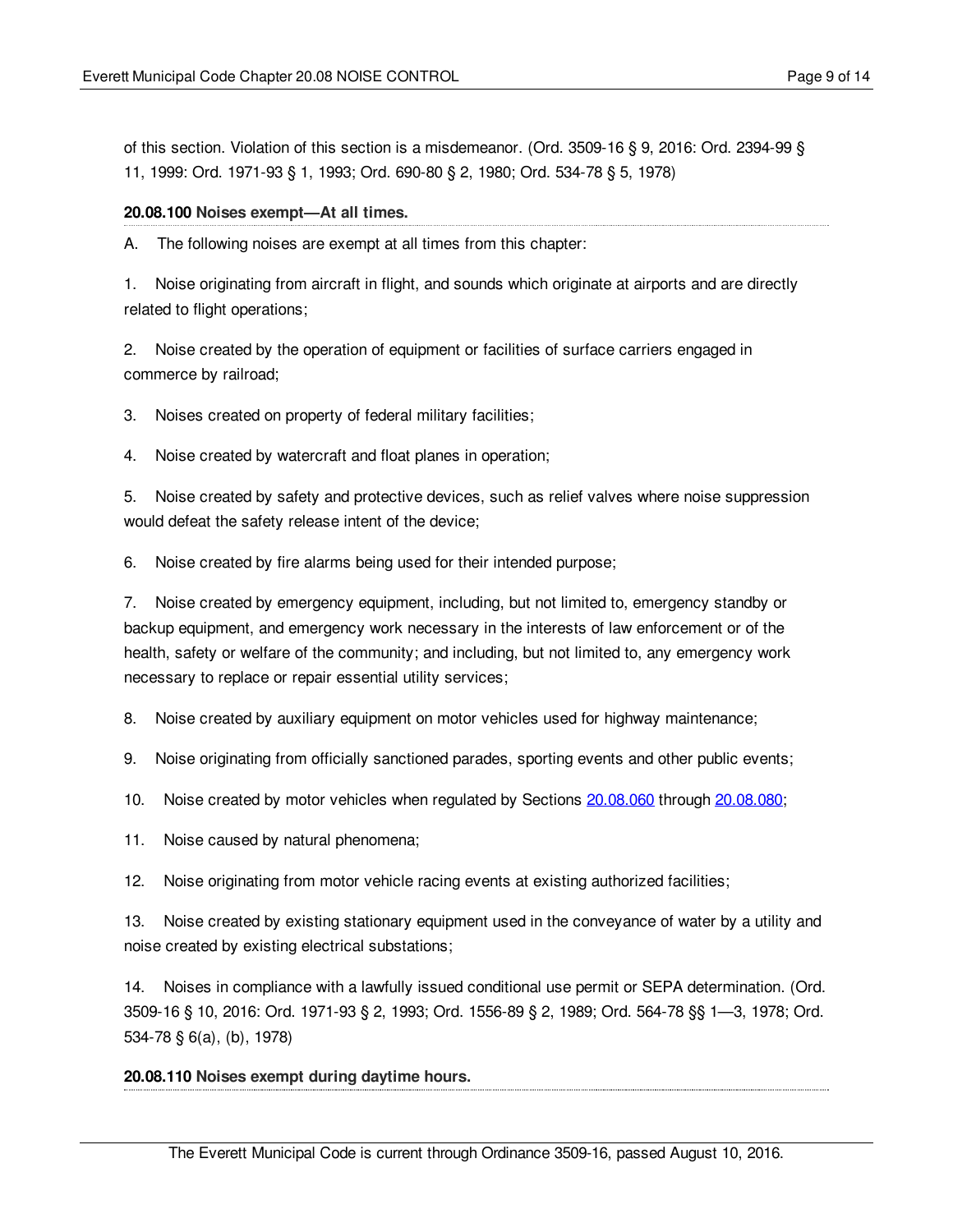of this section. Violation of this section is a misdemeanor. (Ord. 3509-16 § 9, 2016: Ord. 2394-99 § 11, 1999: Ord. 1971-93 § 1, 1993; Ord. 690-80 § 2, 1980; Ord. 534-78 § 5, 1978)

**20.08.100 Noises exempt—At all times.**

A. The following noises are exempt at all times from this chapter:

1. Noise originating from aircraft in flight, and sounds which originate at airports and are directly related to flight operations;

2. Noise created by the operation of equipment or facilities of surface carriers engaged in commerce by railroad;

3. Noises created on property of federal military facilities;

4. Noise created by watercraft and float planes in operation;

5. Noise created by safety and protective devices, such as relief valves where noise suppression would defeat the safety release intent of the device;

6. Noise created by fire alarms being used for their intended purpose;

7. Noise created by emergency equipment, including, but not limited to, emergency standby or backup equipment, and emergency work necessary in the interests of law enforcement or of the health, safety or welfare of the community; and including, but not limited to, any emergency work necessary to replace or repair essential utility services;

8. Noise created by auxiliary equipment on motor vehicles used for highway maintenance;

9. Noise originating from officially sanctioned parades, sporting events and other public events;

10. Noise created by motor vehicles when regulated by Sections 20.08.060 through 20.08.080;

11. Noise caused by natural phenomena;

12. Noise originating from motor vehicle racing events at existing authorized facilities;

13. Noise created by existing stationary equipment used in the conveyance of water by a utility and noise created by existing electrical substations;

14. Noises in compliance with a lawfully issued conditional use permit or SEPA determination. (Ord. 3509-16 § 10, 2016: Ord. 1971-93 § 2, 1993; Ord. 1556-89 § 2, 1989; Ord. 564-78 §§ 1—3, 1978; Ord. 534-78 § 6(a), (b), 1978)

**20.08.110 Noises exempt during daytime hours.**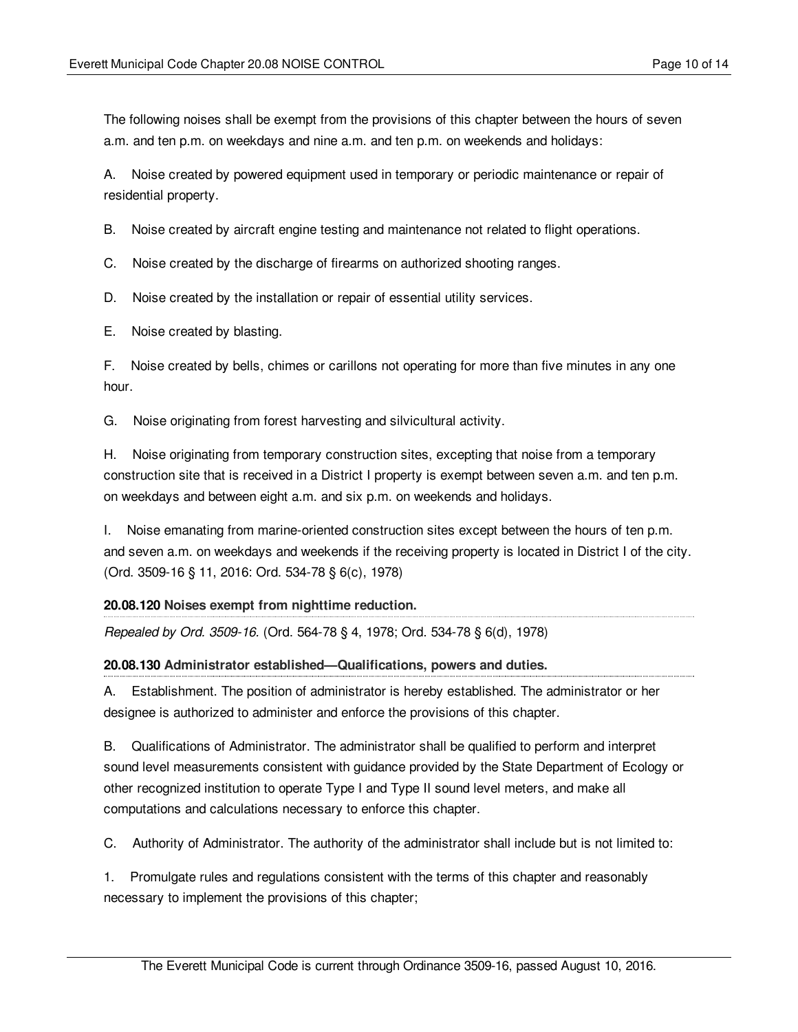The following noises shall be exempt from the provisions of this chapter between the hours of seven a.m. and ten p.m. on weekdays and nine a.m. and ten p.m. on weekends and holidays:

A. Noise created by powered equipment used in temporary or periodic maintenance or repair of residential property.

B. Noise created by aircraft engine testing and maintenance not related to flight operations.

C. Noise created by the discharge of firearms on authorized shooting ranges.

D. Noise created by the installation or repair of essential utility services.

E. Noise created by blasting.

F. Noise created by bells, chimes or carillons not operating for more than five minutes in any one hour.

G. Noise originating from forest harvesting and silvicultural activity.

H. Noise originating from temporary construction sites, excepting that noise from a temporary construction site that is received in a District I property is exempt between seven a.m. and ten p.m. on weekdays and between eight a.m. and six p.m. on weekends and holidays.

I. Noise emanating from marine-oriented construction sites except between the hours of ten p.m. and seven a.m. on weekdays and weekends if the receiving property is located in District I of the city. (Ord. 3509-16 § 11, 2016: Ord. 534-78 § 6(c), 1978)

**20.08.120 Noises exempt from nighttime reduction.**

*Repealed by Ord. 3509-16.* (Ord. 564-78 § 4, 1978; Ord. 534-78 § 6(d), 1978)

**20.08.130 Administrator established—Qualifications, powers and duties.**

A. Establishment. The position of administrator is hereby established. The administrator or her designee is authorized to administer and enforce the provisions of this chapter.

B. Qualifications of Administrator. The administrator shall be qualified to perform and interpret sound level measurements consistent with guidance provided by the State Department of Ecology or other recognized institution to operate Type I and Type II sound level meters, and make all computations and calculations necessary to enforce this chapter.

C. Authority of Administrator. The authority of the administrator shall include but is not limited to:

1. Promulgate rules and regulations consistent with the terms of this chapter and reasonably necessary to implement the provisions of this chapter;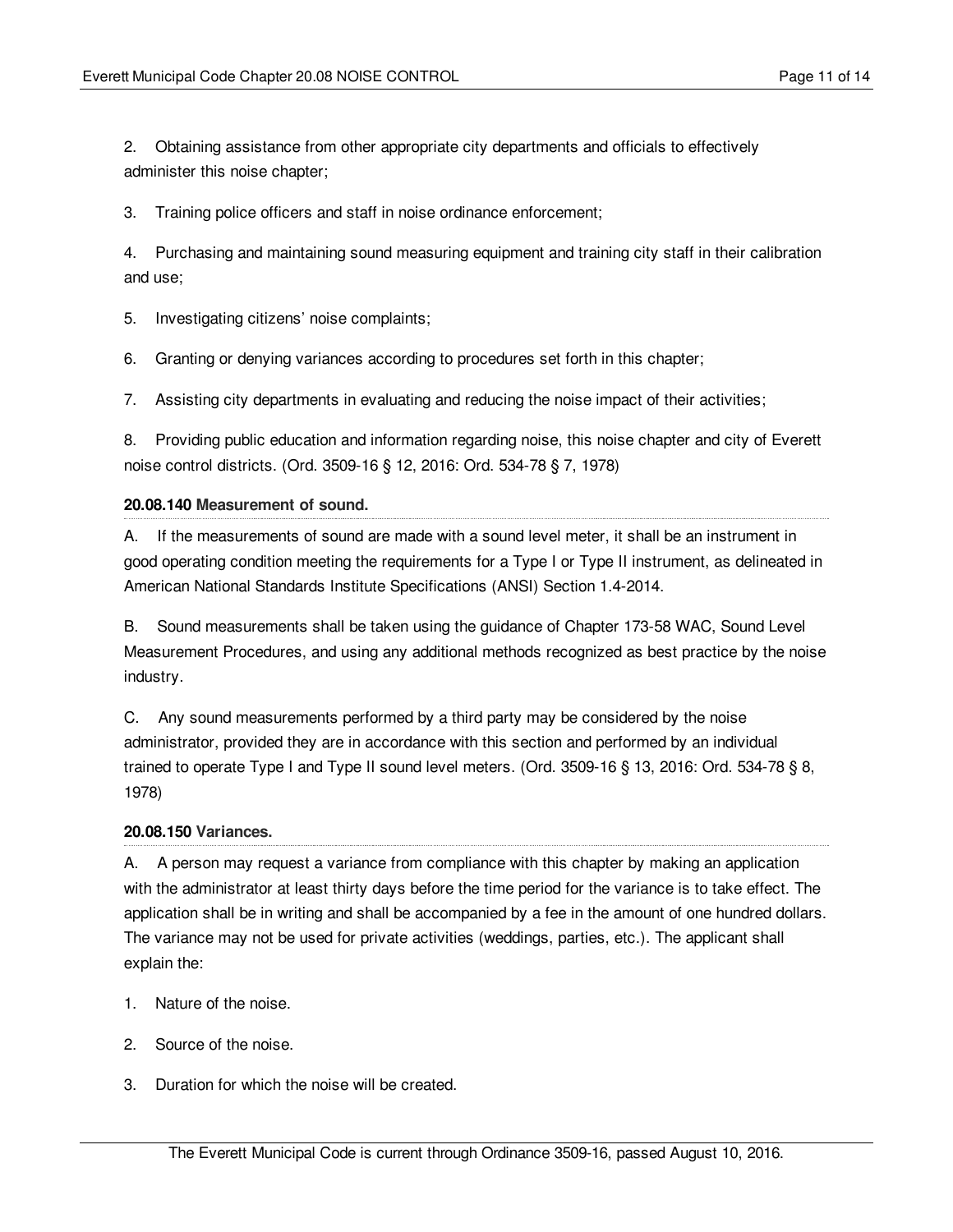2. Obtaining assistance from other appropriate city departments and officials to effectively administer this noise chapter;

3. Training police officers and staff in noise ordinance enforcement;

4. Purchasing and maintaining sound measuring equipment and training city staff in their calibration and use;

5. Investigating citizens' noise complaints;

6. Granting or denying variances according to procedures set forth in this chapter;

7. Assisting city departments in evaluating and reducing the noise impact of their activities;

8. Providing public education and information regarding noise, this noise chapter and city of Everett noise control districts. (Ord. 3509-16 § 12, 2016: Ord. 534-78 § 7, 1978)

### 20.08.140 Measurement of sound.

A. If the measurements of sound are made with a sound level meter, it shall be an instrument in good operating condition meeting the requirements for a Type I or Type II instrument, as delineated in American National Standards Institute Specifications (ANSI) Section 1.4-2014.

B. Sound measurements shall be taken using the guidance of Chapter 173-58 WAC, Sound Level Measurement Procedures, and using any additional methods recognized as best practice by the noise industry.

C. Any sound measurements performed by a third party may be considered by the noise administrator, provided they are in accordance with this section and performed by an individual trained to operate Type I and Type II sound level meters. (Ord. 3509-16 § 13, 2016: Ord. 534-78 § 8, 1978)

### 20.08.150 Variances.

A. A person may request a variance from compliance with this chapter by making an application with the administrator at least thirty days before the time period for the variance is to take effect. The application shall be in writing and shall be accompanied by a fee in the amount of one hundred dollars. The variance may not be used for private activities (weddings, parties, etc.). The applicant shall explain the:

1. Nature of the noise.

2. Source of the noise.

3. Duration for which the noise will be created.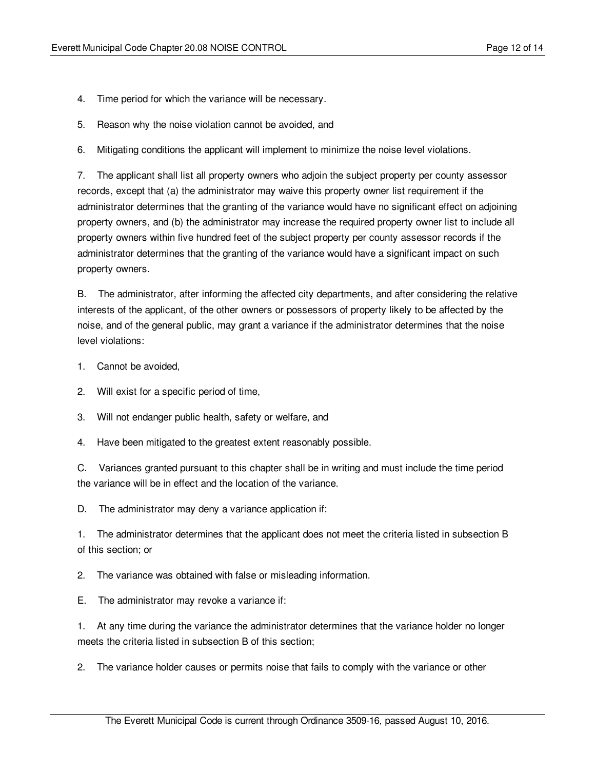4. Time period for which the variance will be necessary.

5. Reason why the noise violation cannot be avoided, and

6. Mitigating conditions the applicant will implement to minimize the noise level violations.

7. The applicant shall list all property owners who adjoin the subject property per county assessor records, except that (a) the administrator may waive this property owner list requirement if the administrator determines that the granting of the variance would have no significant effect on adjoining property owners, and (b) the administrator may increase the required property owner list to include all property owners within five hundred feet of the subject property per county assessor records if the administrator determines that the granting of the variance would have a significant impact on such property owners.

B. The administrator, after informing the affected city departments, and after considering the relative interests of the applicant, of the other owners or possessors of property likely to be affected by the noise, and of the general public, may grant a variance if the administrator determines that the noise level violations:

1. Cannot be avoided,

2. Will exist for a specific period of time,

3. Will not endanger public health, safety or welfare, and

4. Have been mitigated to the greatest extent reasonably possible.

C. Variances granted pursuant to this chapter shall be in writing and must include the time period the variance will be in effect and the location of the variance.

D. The administrator may deny a variance application if:

1. The administrator determines that the applicant does not meet the criteria listed in subsection B of this section; or

2. The variance was obtained with false or misleading information.

E. The administrator may revoke a variance if:

1. At any time during the variance the administrator determines that the variance holder no longer meets the criteria listed in subsection B of this section;

2. The variance holder causes or permits noise that fails to comply with the variance or other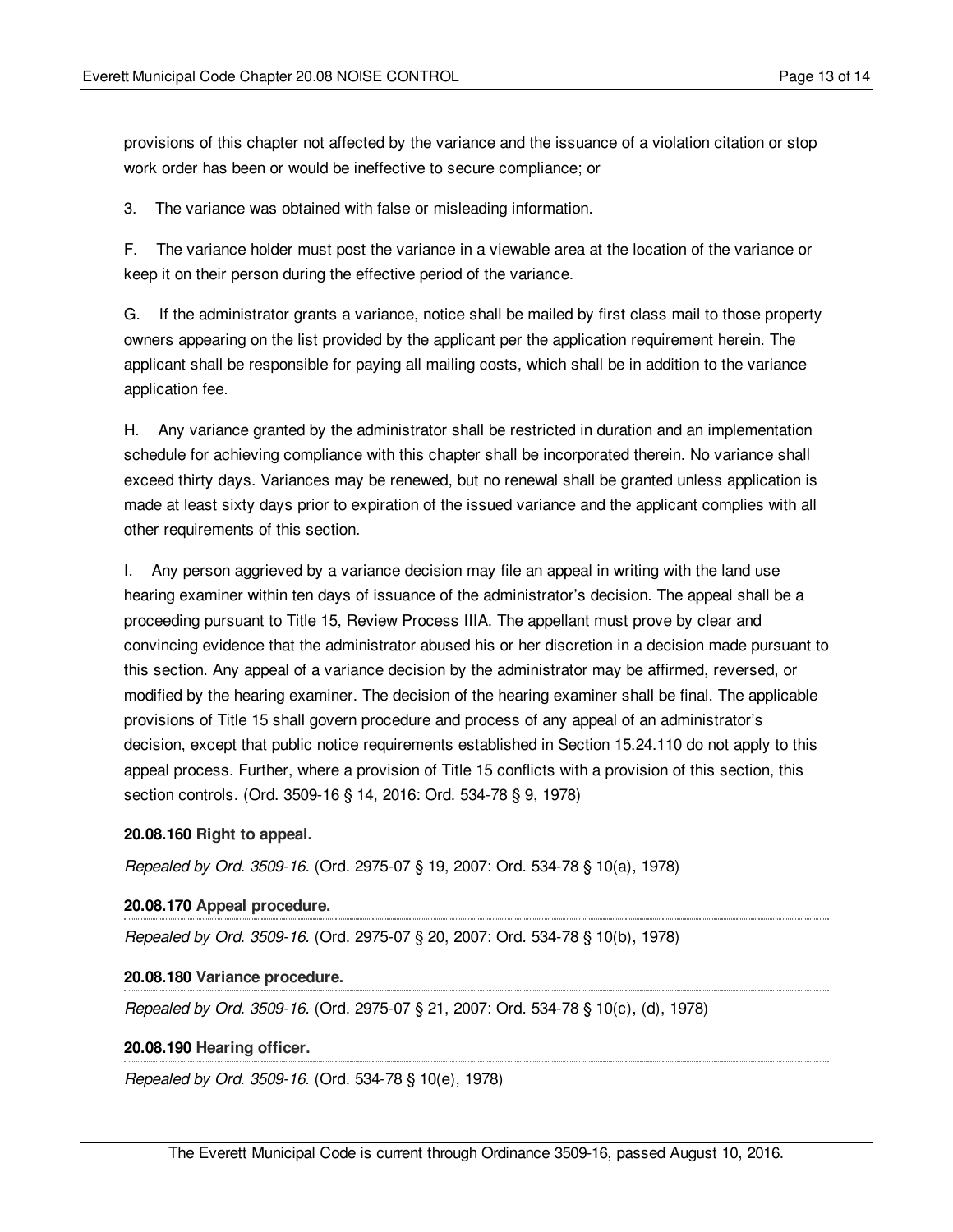provisions of this chapter not affected by the variance and the issuance of a violation citation or stop work order has been or would be ineffective to secure compliance; or

3. The variance was obtained with false or misleading information.

F. The variance holder must post the variance in a viewable area at the location of the variance or keep it on their person during the effective period of the variance.

G. If the administrator grants a variance, notice shall be mailed by first class mail to those property owners appearing on the list provided by the applicant per the application requirement herein. The applicant shall be responsible for paying all mailing costs, which shall be in addition to the variance application fee.

H. Any variance granted by the administrator shall be restricted in duration and an implementation schedule for achieving compliance with this chapter shall be incorporated therein. No variance shall exceed thirty days. Variances may be renewed, but no renewal shall be granted unless application is made at least sixty days prior to expiration of the issued variance and the applicant complies with all other requirements of this section.

I. Any person aggrieved by a variance decision may file an appeal in writing with the land use hearing examiner within ten days of issuance of the administrator's decision. The appeal shall be a proceeding pursuant to Title 15, Review Process IIIA. The appellant must prove by clear and convincing evidence that the administrator abused his or her discretion in a decision made pursuant to this section. Any appeal of a variance decision by the administrator may be affirmed, reversed, or modified by the hearing examiner. The decision of the hearing examiner shall be final. The applicable provisions of Title 15 shall govern procedure and process of any appeal of an administrator's decision, except that public notice requirements established in Section 15.24.110 do not apply to this appeal process. Further, where a provision of Title 15 conflicts with a provision of this section, this section controls. (Ord. 3509-16 § 14, 2016: Ord. 534-78 § 9, 1978)

**20.08.160 Right to appeal.**

*Repealed by Ord. 3509-16.* (Ord. 2975-07 § 19, 2007: Ord. 534-78 § 10(a), 1978)

**20.08.170 Appeal procedure.**

*Repealed by Ord. 3509-16.* (Ord. 2975-07 § 20, 2007: Ord. 534-78 § 10(b), 1978)

**20.08.180 Variance procedure.**

*Repealed by Ord. 3509-16.* (Ord. 2975-07 § 21, 2007: Ord. 534-78 § 10(c), (d), 1978)

**20.08.190 Hearing officer.**

*Repealed by Ord. 3509-16.* (Ord. 534-78 § 10(e), 1978)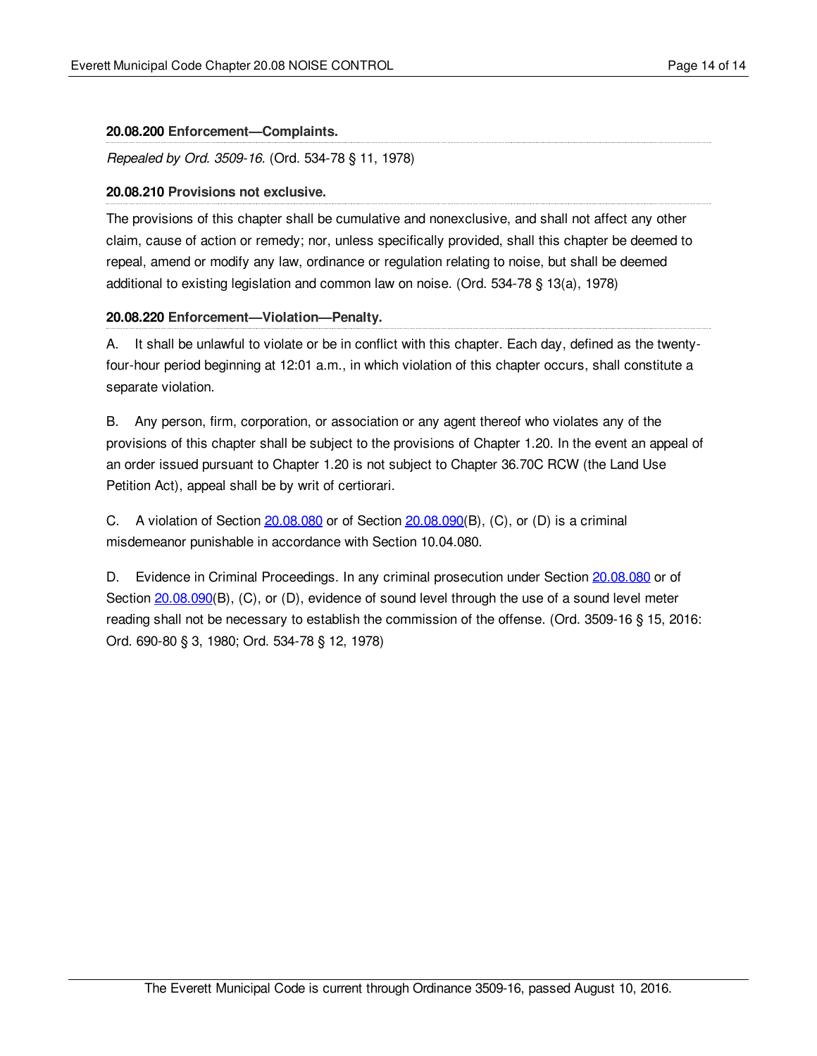**20.08.200 Enforcement—Complaints.**

*Repealed by Ord. 3509-16.* (Ord. 534-78 § 11, 1978)

**20.08.210 Provisions not exclusive.**

The provisions of this chapter shall be cumulative and nonexclusive, and shall not affect any other claim, cause of action or remedy; nor, unless specifically provided, shall this chapter be deemed to repeal, amend or modify any law, ordinance or regulation relating to noise, but shall be deemed additional to existing legislation and common law on noise. (Ord. 534-78 § 13(a), 1978)

**20.08.220 Enforcement—Violation—Penalty.**

A. It shall be unlawful to violate or be in conflict with this chapter. Each day, defined as the twenty-four-hour period beginning at 12:01 a.m., in which violation of this chapter occurs, shall constitute a separate violation.

B. Any person, firm, corporation, or association or any agent thereof who violates any of the provisions of this chapter shall be subject to the provisions of Chapter 1.20. In the event an appeal of an order issued pursuant to Chapter 1.20 is not subject to Chapter 36.70C RCW (the Land Use Petition Act), appeal shall be by writ of certiorari.

C. A violation of Section 20.08.080 or of Section 20.08.090(B), (C), or (D) is a criminal misdemeanor punishable in accordance with Section 10.04.080.

D. Evidence in Criminal Proceedings. In any criminal prosecution under Section 20.08.080 or of Section 20.08.090(B), (C), or (D), evidence of sound level through the use of a sound level meter reading shall not be necessary to establish the commission of the offense. (Ord. 3509-16 § 15, 2016: Ord. 690-80 § 3, 1980; Ord. 534-78 § 12, 1978)

The Everett Municipal Code is current through Ordinance 3509-16, passed August 10, 2016.